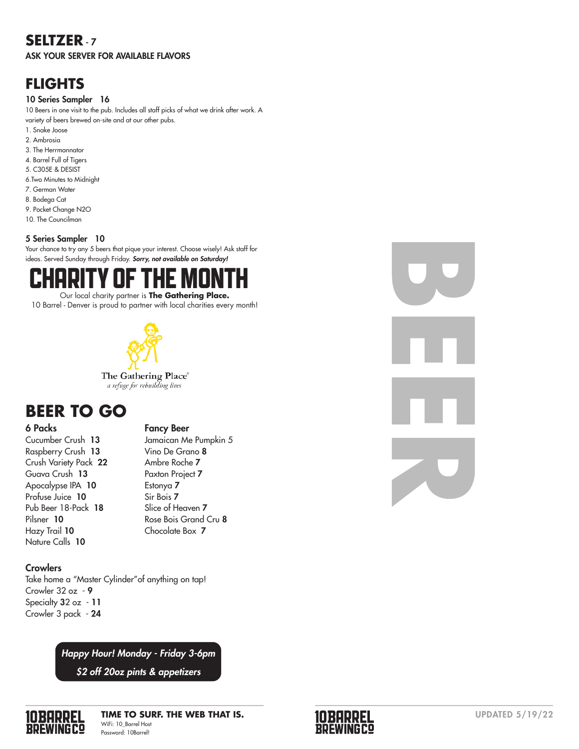## SELTZER - 7

ASK YOUR SERVER FOR AVAILABLE FLAVORS

## FLIGHTS

### 10 Series Sampler 16

10 Beers in one visit to the pub. Includes all staff picks of what we drink after work. A variety of beers brewed on-site and at our other pubs.

1. Snake Joose
2. Ambrosia
3. The Herrmannator
4. Barrel Full of Tigers
5. C305E & DESIST
6. Two Minutes to Midnight
7. German Water
8. Bodega Cat
9. Pocket Change N2O
10. The Councilman

### 5 Series Sampler 10

Your chance to try any 5 beers that pique your interest. Choose wisely! Ask staff for ideas. Served Sunday through Friday. ***Sorry, not available on Saturday!***

## CHARITY OF THE MONTH

Our local charity partner is **The Gathering Place.**

10 Barrel - Denver is proud to partner with local charities every month!

The Gathering Place®
*a refuge for rebuilding lives*

## BEER TO GO

### 6 Packs

Cucumber Crush **13**
Raspberry Crush **13**
Crush Variety Pack **22**
Guava Crush **13**
Apocalypse IPA **10**
Profuse Juice **10**
Pub Beer 18-Pack **18**
Pilsner **10**
Hazy Trail **10**
Nature Calls **10**

### Fancy Beer

Jamaican Me Pumpkin 5
Vino De Grano **8**
Ambre Roche **7**
Paxton Project **7**
Estonya **7**
Sir Bois **7**
Slice of Heaven **7**
Rose Bois Grand Cru **8**
Chocolate Box **7**

### Crowlers

Take home a "Master Cylinder" of anything on tap!

Crowler 32 oz - **9**
Specialty 32 oz - **11**
Crowler 3 pack - **24**

***Happy Hour! Monday - Friday 3-6pm***
***$2 off 20oz pints & appetizers***

# BEER

10 BARREL BREWING CO

**TIME TO SURF. THE WEB THAT IS.**
WiFi: 10_Barrel Host
Password: 10Barrel!

UPDATED 5/19/22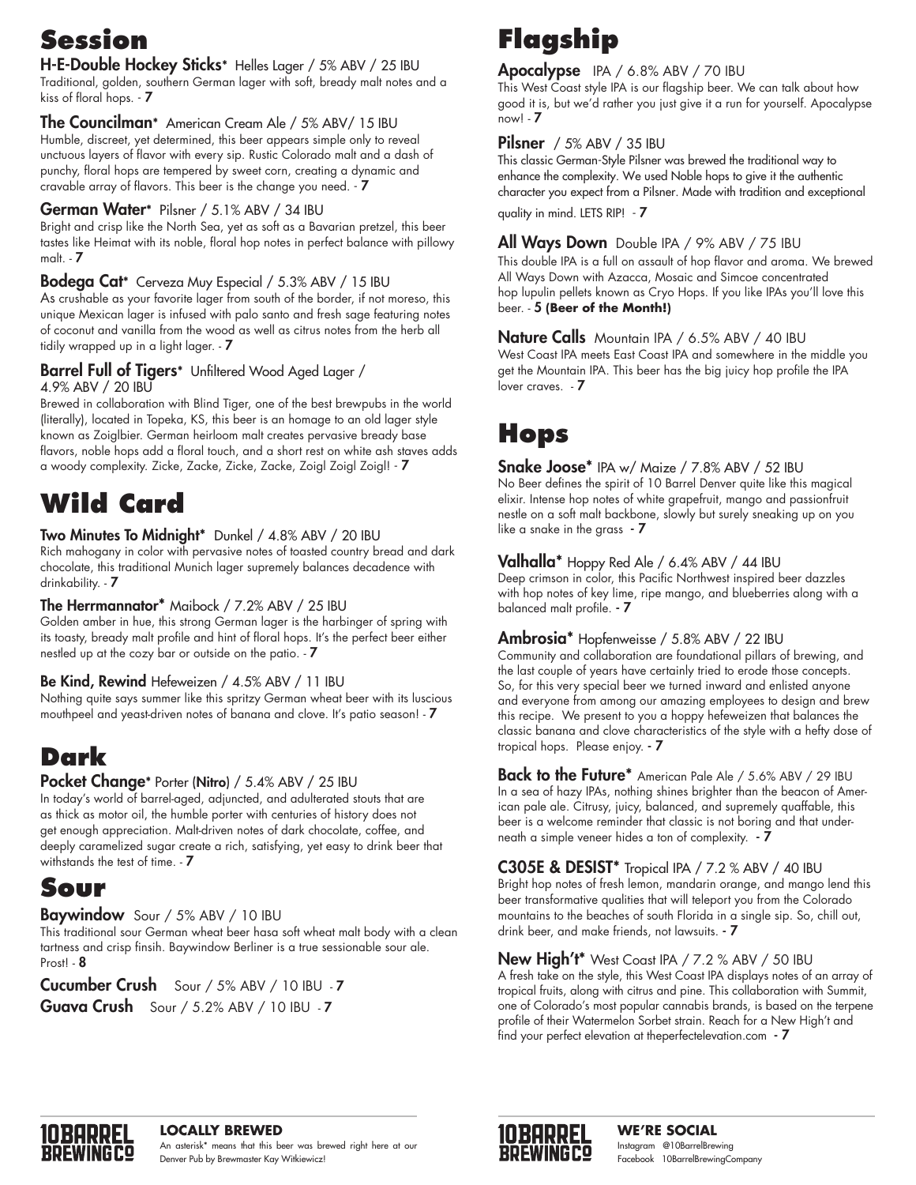## Session

**H-E-Double Hockey Sticks*** Helles Lager / 5% ABV / 25 IBU
Traditional, golden, southern German lager with soft, bready malt notes and a kiss of floral hops. - **7**

**The Councilman*** American Cream Ale / 5% ABV/ 15 IBU
Humble, discreet, yet determined, this beer appears simple only to reveal unctuous layers of flavor with every sip. Rustic Colorado malt and a dash of punchy, floral hops are tempered by sweet corn, creating a dynamic and cravable array of flavors. This beer is the change you need. - **7**

**German Water*** Pilsner / 5.1% ABV / 34 IBU
Bright and crisp like the North Sea, yet as soft as a Bavarian pretzel, this beer tastes like Heimat with its noble, floral hop notes in perfect balance with pillowy malt. - **7**

**Bodega Cat*** Cerveza Muy Especial / 5.3% ABV / 15 IBU
As crushable as your favorite lager from south of the border, if not moreso, this unique Mexican lager is infused with palo santo and fresh sage featuring notes of coconut and vanilla from the wood as well as citrus notes from the herb all tidily wrapped up in a light lager. - **7**

**Barrel Full of Tigers*** Unfiltered Wood Aged Lager / 4.9% ABV / 20 IBU
Brewed in collaboration with Blind Tiger, one of the best brewpubs in the world (literally), located in Topeka, KS, this beer is an homage to an old lager style known as Zoiglbier. German heirloom malt creates pervasive bready base flavors, noble hops add a floral touch, and a short rest on white ash staves adds a woody complexity. Zicke, Zacke, Zicke, Zacke, Zoigl Zoigl Zoigl! - **7**

## Wild Card

**Two Minutes To Midnight*** Dunkel / 4.8% ABV / 20 IBU
Rich mahogany in color with pervasive notes of toasted country bread and dark chocolate, this traditional Munich lager supremely balances decadence with drinkability. - **7**

**The Herrmannator*** Maibock / 7.2% ABV / 25 IBU
Golden amber in hue, this strong German lager is the harbinger of spring with its toasty, bready malt profile and hint of floral hops. It's the perfect beer either nestled up at the cozy bar or outside on the patio. - **7**

**Be Kind, Rewind** Hefeweizen / 4.5% ABV / 11 IBU
Nothing quite says summer like this spritzy German wheat beer with its luscious mouthpeel and yeast-driven notes of banana and clove. It's patio season! - **7**

## Dark

**Pocket Change*** Porter (**Nitro**) / 5.4% ABV / 25 IBU
In today's world of barrel-aged, adjuncted, and adulterated stouts that are as thick as motor oil, the humble porter with centuries of history does not get enough appreciation. Malt-driven notes of dark chocolate, coffee, and deeply caramelized sugar create a rich, satisfying, yet easy to drink beer that withstands the test of time. - **7**

## Sour

**Baywindow** Sour / 5% ABV / 10 IBU
This traditional sour German wheat beer hasa soft wheat malt body with a clean tartness and crisp finsih. Baywindow Berliner is a true sessionable sour ale. Prost! - **8**

**Cucumber Crush** Sour / 5% ABV / 10 IBU - **7**

**Guava Crush** Sour / 5.2% ABV / 10 IBU - **7**

## Flagship

**Apocalypse** IPA / 6.8% ABV / 70 IBU
This West Coast style IPA is our flagship beer. We can talk about how good it is, but we'd rather you just give it a run for yourself. Apocalypse now! - **7**

**Pilsner** / 5% ABV / 35 IBU
This classic German-Style Pilsner was brewed the traditional way to enhance the complexity. We used Noble hops to give it the authentic character you expect from a Pilsner. Made with tradition and exceptional quality in mind. LETS RIP! - **7**

**All Ways Down** Double IPA / 9% ABV / 75 IBU
This double IPA is a full on assault of hop flavor and aroma. We brewed All Ways Down with Azacca, Mosaic and Simcoe concentrated hop lupulin pellets known as Cryo Hops. If you like IPAs you'll love this beer. - **5 (Beer of the Month!)**

**Nature Calls** Mountain IPA / 6.5% ABV / 40 IBU
West Coast IPA meets East Coast IPA and somewhere in the middle you get the Mountain IPA. This beer has the big juicy hop profile the IPA lover craves. - **7**

## Hops

**Snake Joose*** IPA w/ Maize / 7.8% ABV / 52 IBU
No Beer defines the spirit of 10 Barrel Denver quite like this magical elixir. Intense hop notes of white grapefruit, mango and passionfruit nestle on a soft malt backbone, slowly but surely sneaking up on you like a snake in the grass - **7**

**Valhalla*** Hoppy Red Ale / 6.4% ABV / 44 IBU
Deep crimson in color, this Pacific Northwest inspired beer dazzles with hop notes of key lime, ripe mango, and blueberries along with a balanced malt profile. - **7**

**Ambrosia*** Hopfenweisse / 5.8% ABV / 22 IBU
Community and collaboration are foundational pillars of brewing, and the last couple of years have certainly tried to erode those concepts. So, for this very special beer we turned inward and enlisted anyone and everyone from among our amazing employees to design and brew this recipe. We present to you a hoppy hefeweizen that balances the classic banana and clove characteristics of the style with a hefty dose of tropical hops. Please enjoy. - **7**

**Back to the Future*** American Pale Ale / 5.6% ABV / 29 IBU
In a sea of hazy IPAs, nothing shines brighter than the beacon of American pale ale. Citrusy, juicy, balanced, and supremely quaffable, this beer is a welcome reminder that classic is not boring and that underneath a simple veneer hides a ton of complexity. - **7**

**C305E & DESIST*** Tropical IPA / 7.2 % ABV / 40 IBU
Bright hop notes of fresh lemon, mandarin orange, and mango lend this beer transformative qualities that will teleport you from the Colorado mountains to the beaches of south Florida in a single sip. So, chill out, drink beer, and make friends, not lawsuits. - **7**

**New High't*** West Coast IPA / 7.2 % ABV / 50 IBU
A fresh take on the style, this West Coast IPA displays notes of an array of tropical fruits, along with citrus and pine. This collaboration with Summit, one of Colorado's most popular cannabis brands, is based on the terpene profile of their Watermelon Sorbet strain. Reach for a New High't and find your perfect elevation at theperfectelevation.com - **7**

10 BARREL BREWING CO

**LOCALLY BREWED**
An asterisk* means that this beer was brewed right here at our Denver Pub by Brewmaster Kay Witkiewicz!

10 BARREL BREWING CO

**WE'RE SOCIAL**
Instagram @10BarrelBrewing
Facebook 10BarrelBrewingCompany